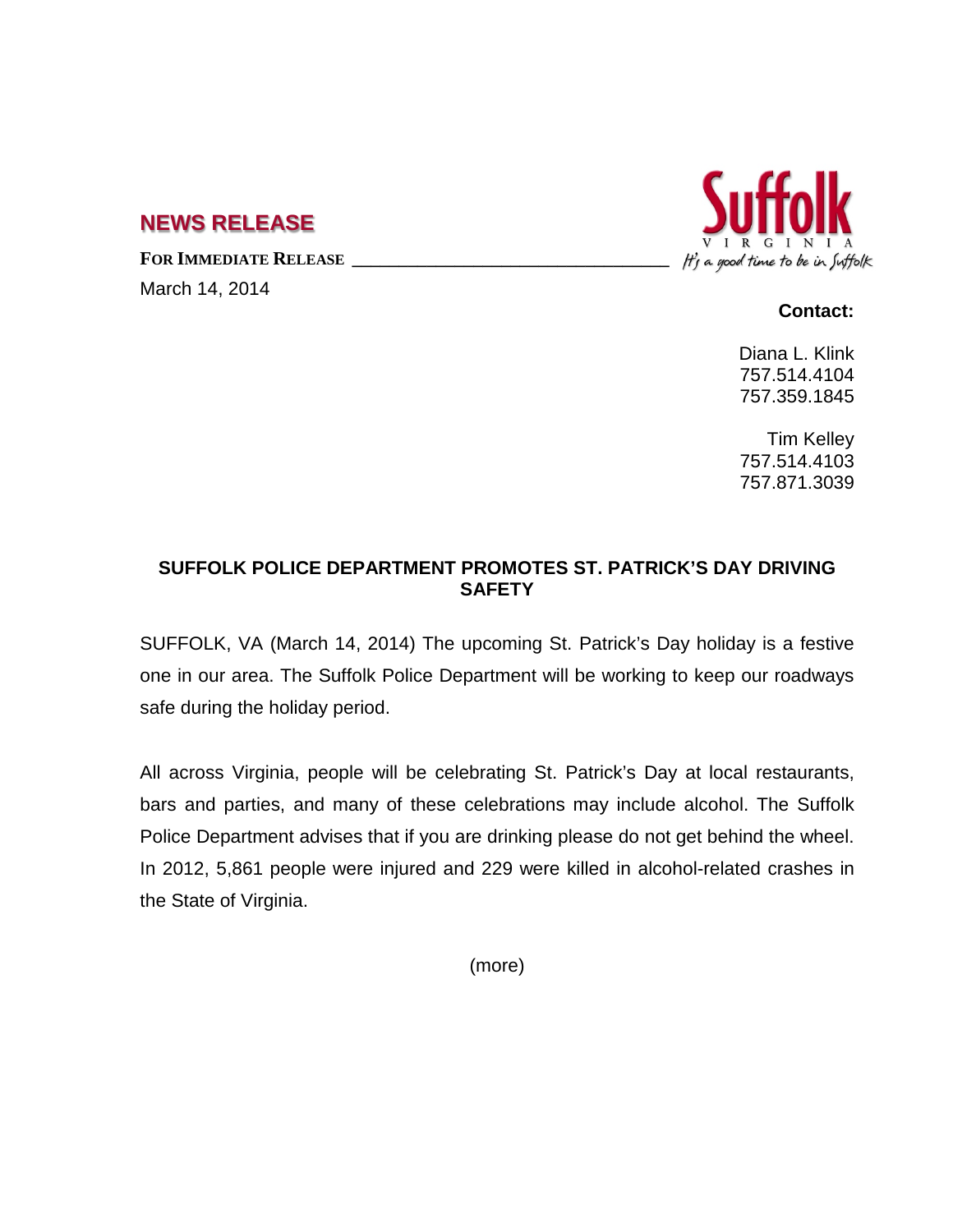## NEWS RELEASE

**FOR IMMEDIATE RELEASE**

March 14, 2014

**Contact:**

Diana L. Klink
757.514.4104
757.359.1845

Tim Kelley
757.514.4103
757.871.3039

### SUFFOLK POLICE DEPARTMENT PROMOTES ST. PATRICK'S DAY DRIVING SAFETY

SUFFOLK, VA (March 14, 2014) The upcoming St. Patrick's Day holiday is a festive one in our area. The Suffolk Police Department will be working to keep our roadways safe during the holiday period.

All across Virginia, people will be celebrating St. Patrick's Day at local restaurants, bars and parties, and many of these celebrations may include alcohol. The Suffolk Police Department advises that if you are drinking please do not get behind the wheel. In 2012, 5,861 people were injured and 229 were killed in alcohol-related crashes in the State of Virginia.

(more)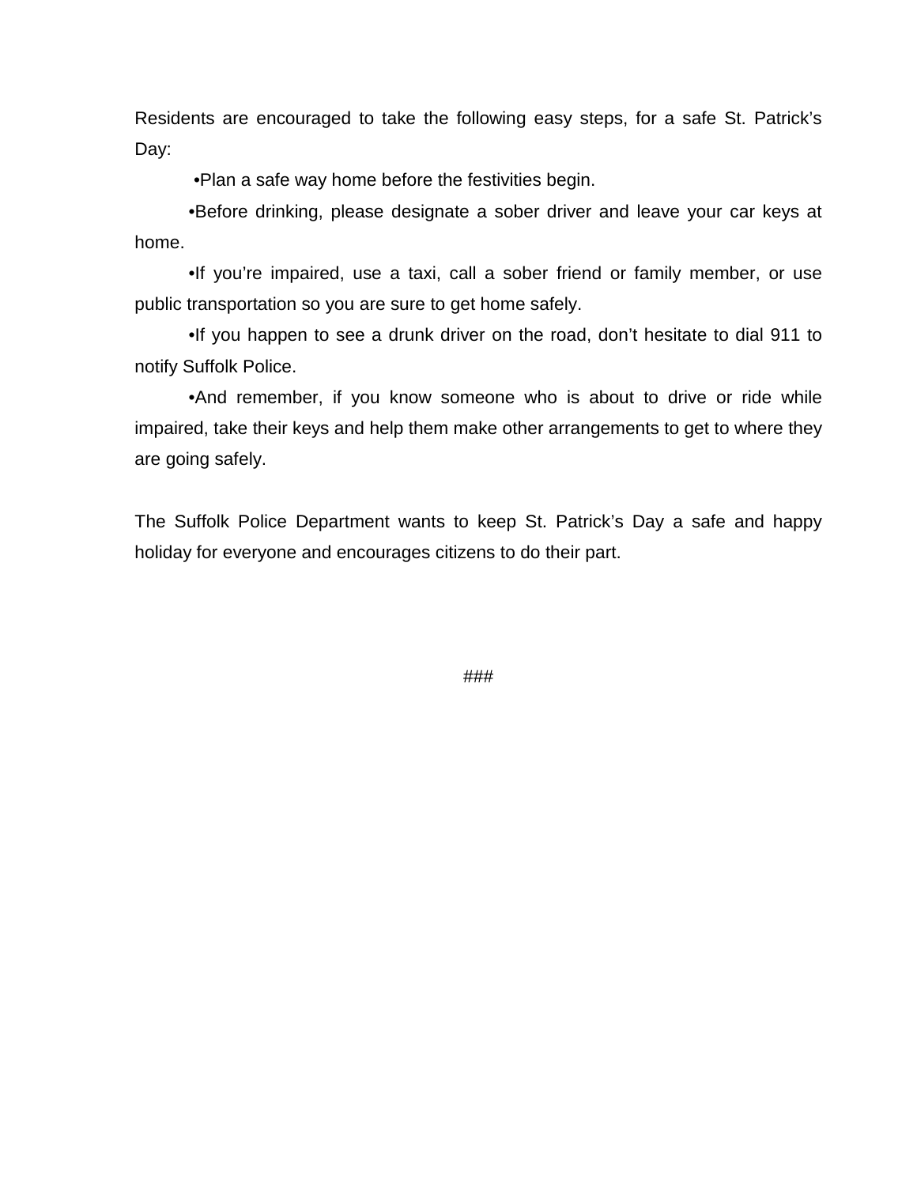Residents are encouraged to take the following easy steps, for a safe St. Patrick's Day:

- Plan a safe way home before the festivities begin.
- Before drinking, please designate a sober driver and leave your car keys at home.
- If you're impaired, use a taxi, call a sober friend or family member, or use public transportation so you are sure to get home safely.
- If you happen to see a drunk driver on the road, don't hesitate to dial 911 to notify Suffolk Police.
- And remember, if you know someone who is about to drive or ride while impaired, take their keys and help them make other arrangements to get to where they are going safely.

The Suffolk Police Department wants to keep St. Patrick's Day a safe and happy holiday for everyone and encourages citizens to do their part.

###